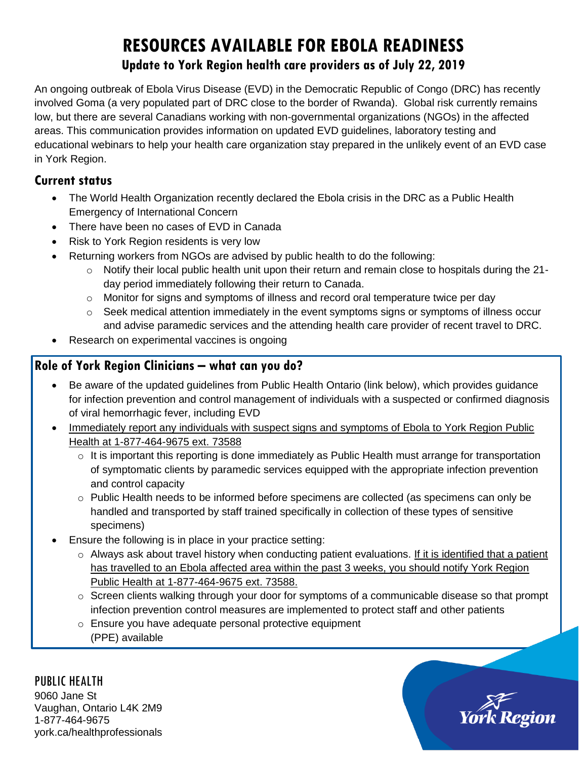# RESOURCES AVAILABLE FOR EBOLA READINESS

## Update to York Region health care providers as of July 22, 2019

An ongoing outbreak of Ebola Virus Disease (EVD) in the Democratic Republic of Congo (DRC) has recently involved Goma (a very populated part of DRC close to the border of Rwanda). Global risk currently remains low, but there are several Canadians working with non-governmental organizations (NGOs) in the affected areas. This communication provides information on updated EVD guidelines, laboratory testing and educational webinars to help your health care organization stay prepared in the unlikely event of an EVD case in York Region.

### Current status

- The World Health Organization recently declared the Ebola crisis in the DRC as a Public Health Emergency of International Concern
- There have been no cases of EVD in Canada
- Risk to York Region residents is very low
- Returning workers from NGOs are advised by public health to do the following:
  - Notify their local public health unit upon their return and remain close to hospitals during the 21-day period immediately following their return to Canada.
  - Monitor for signs and symptoms of illness and record oral temperature twice per day
  - Seek medical attention immediately in the event symptoms signs or symptoms of illness occur and advise paramedic services and the attending health care provider of recent travel to DRC.
- Research on experimental vaccines is ongoing

### Role of York Region Clinicians – what can you do?

- Be aware of the updated guidelines from Public Health Ontario (link below), which provides guidance for infection prevention and control management of individuals with a suspected or confirmed diagnosis of viral hemorrhagic fever, including EVD
- Immediately report any individuals with suspect signs and symptoms of Ebola to York Region Public Health at 1-877-464-9675 ext. 73588
  - It is important this reporting is done immediately as Public Health must arrange for transportation of symptomatic clients by paramedic services equipped with the appropriate infection prevention and control capacity
  - Public Health needs to be informed before specimens are collected (as specimens can only be handled and transported by staff trained specifically in collection of these types of sensitive specimens)
- Ensure the following is in place in your practice setting:
  - Always ask about travel history when conducting patient evaluations. If it is identified that a patient has travelled to an Ebola affected area within the past 3 weeks, you should notify York Region Public Health at 1-877-464-9675 ext. 73588.
  - Screen clients walking through your door for symptoms of a communicable disease so that prompt infection prevention control measures are implemented to protect staff and other patients
  - Ensure you have adequate personal protective equipment (PPE) available

PUBLIC HEALTH
9060 Jane St
Vaughan, Ontario L4K 2M9
1-877-464-9675
york.ca/healthprofessionals

York Region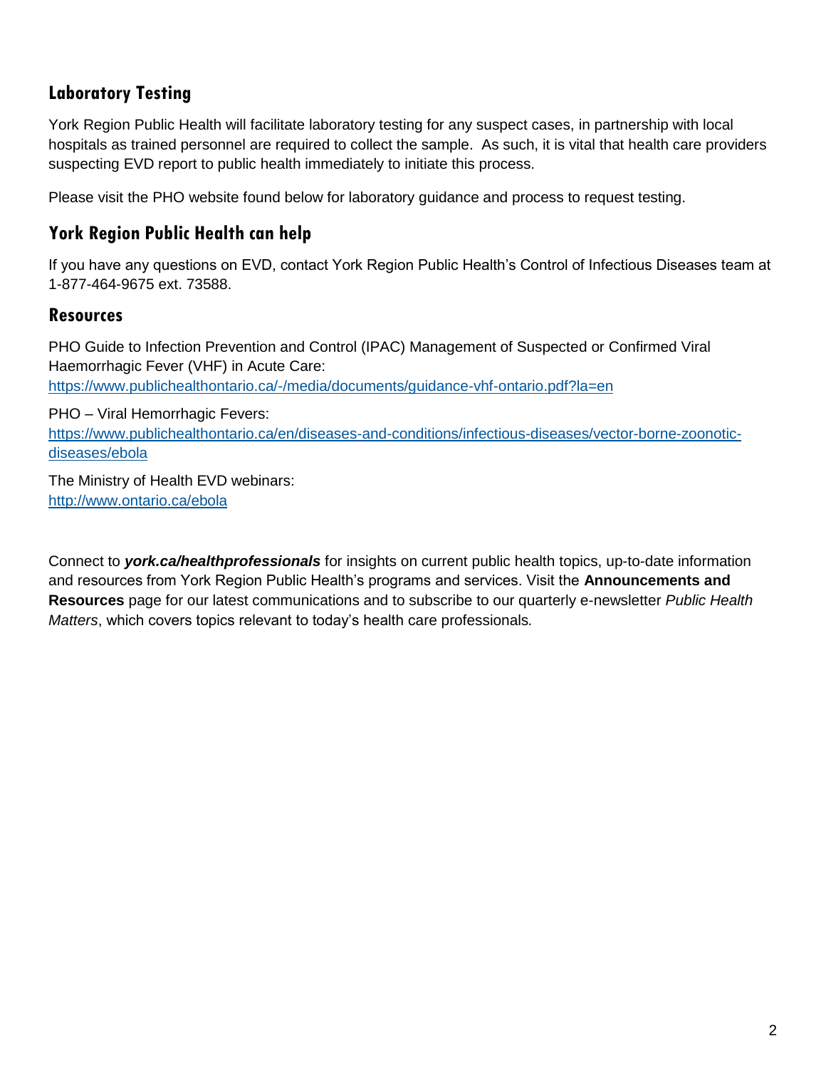## Laboratory Testing

York Region Public Health will facilitate laboratory testing for any suspect cases, in partnership with local hospitals as trained personnel are required to collect the sample. As such, it is vital that health care providers suspecting EVD report to public health immediately to initiate this process.

Please visit the PHO website found below for laboratory guidance and process to request testing.

## York Region Public Health can help

If you have any questions on EVD, contact York Region Public Health's Control of Infectious Diseases team at 1-877-464-9675 ext. 73588.

## Resources

PHO Guide to Infection Prevention and Control (IPAC) Management of Suspected or Confirmed Viral Haemorrhagic Fever (VHF) in Acute Care:
https://www.publichealthontario.ca/-/media/documents/guidance-vhf-ontario.pdf?la=en

PHO – Viral Hemorrhagic Fevers:
https://www.publichealthontario.ca/en/diseases-and-conditions/infectious-diseases/vector-borne-zoonotic-diseases/ebola

The Ministry of Health EVD webinars:
http://www.ontario.ca/ebola

Connect to ***york.ca/healthprofessionals*** for insights on current public health topics, up-to-date information and resources from York Region Public Health's programs and services. Visit the **Announcements and Resources** page for our latest communications and to subscribe to our quarterly e-newsletter *Public Health Matters*, which covers topics relevant to today's health care professionals.